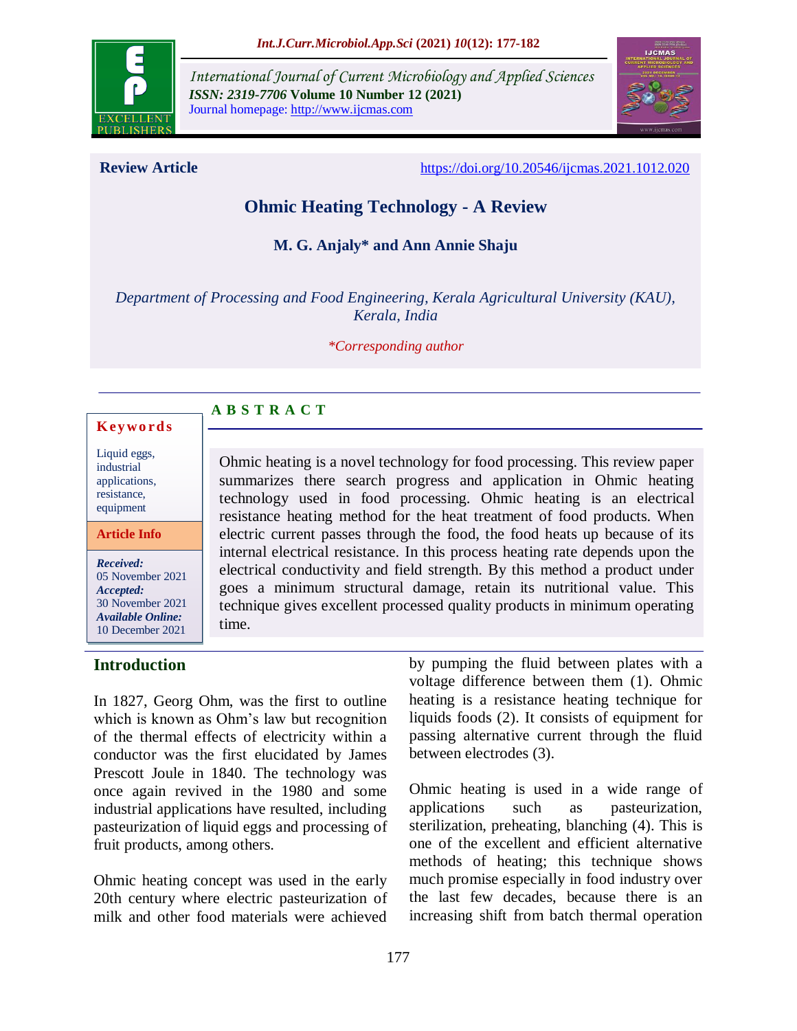**Review Article**

https://doi.org/10.20546/ijcmas.2021.1012.020

# Ohmic Heating Technology - A Review

**M. G. Anjaly\* and Ann Annie Shaju**

*Department of Processing and Food Engineering, Kerala Agricultural University (KAU), Kerala, India*

*\*Corresponding author*

**Keywords**

Liquid eggs, industrial applications, resistance, equipment

**Article Info**

***Received:*** 05 November 2021
***Accepted:*** 30 November 2021
***Available Online:*** 10 December 2021

**A B S T R A C T**

Ohmic heating is a novel technology for food processing. This review paper summarizes there search progress and application in Ohmic heating technology used in food processing. Ohmic heating is an electrical resistance heating method for the heat treatment of food products. When electric current passes through the food, the food heats up because of its internal electrical resistance. In this process heating rate depends upon the electrical conductivity and field strength. By this method a product under goes a minimum structural damage, retain its nutritional value. This technique gives excellent processed quality products in minimum operating time.

## Introduction

In 1827, Georg Ohm, was the first to outline which is known as Ohm's law but recognition of the thermal effects of electricity within a conductor was the first elucidated by James Prescott Joule in 1840. The technology was once again revived in the 1980 and some industrial applications have resulted, including pasteurization of liquid eggs and processing of fruit products, among others.

Ohmic heating concept was used in the early 20th century where electric pasteurization of milk and other food materials were achieved by pumping the fluid between plates with a voltage difference between them (1). Ohmic heating is a resistance heating technique for liquids foods (2). It consists of equipment for passing alternative current through the fluid between electrodes (3).

Ohmic heating is used in a wide range of applications such as pasteurization, sterilization, preheating, blanching (4). This is one of the excellent and efficient alternative methods of heating; this technique shows much promise especially in food industry over the last few decades, because there is an increasing shift from batch thermal operation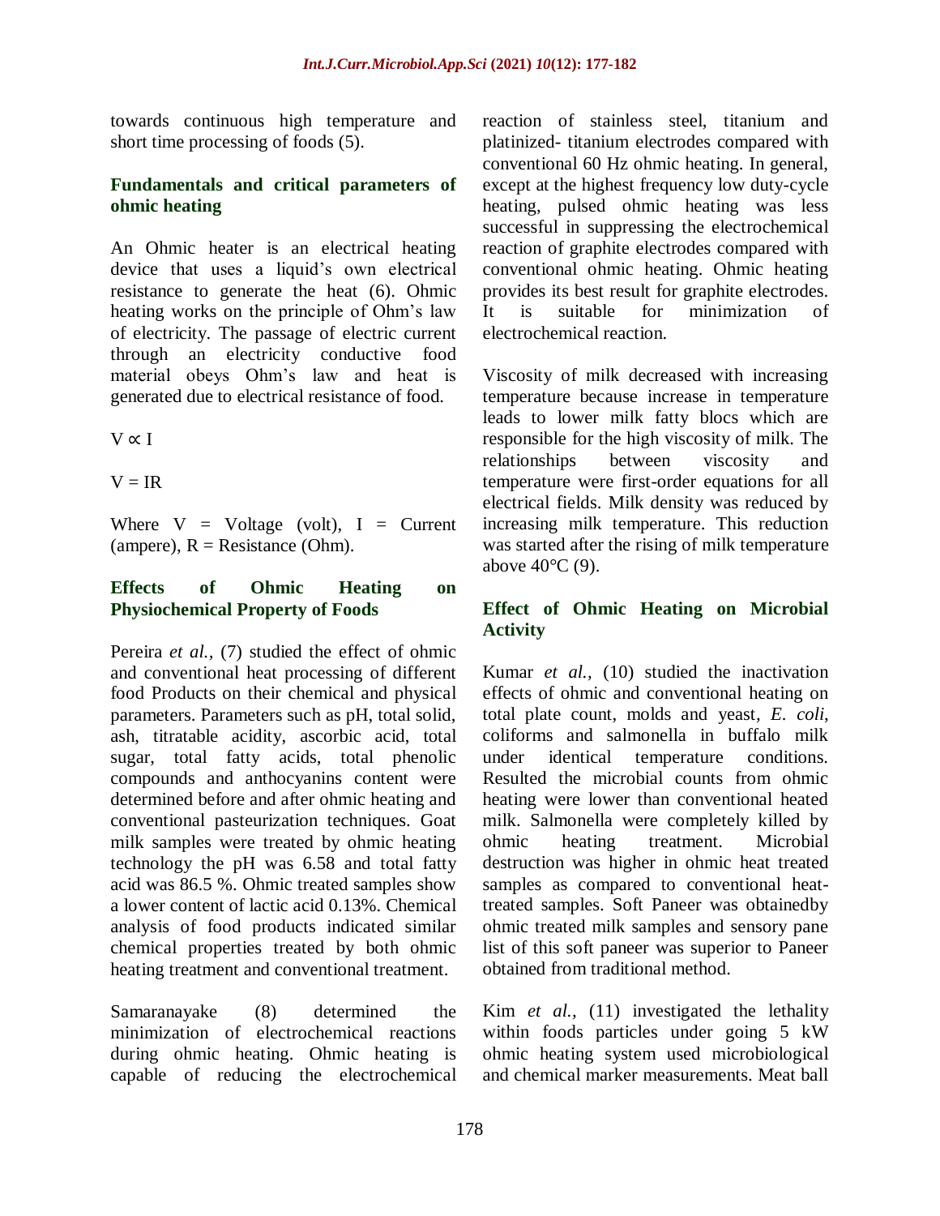towards continuous high temperature and short time processing of foods (5).

## Fundamentals and critical parameters of ohmic heating

An Ohmic heater is an electrical heating device that uses a liquid's own electrical resistance to generate the heat (6). Ohmic heating works on the principle of Ohm's law of electricity. The passage of electric current through an electricity conductive food material obeys Ohm's law and heat is generated due to electrical resistance of food.

$$V \propto I$$

$$V = IR$$

Where V = Voltage (volt), I = Current (ampere), R = Resistance (Ohm).

## Effects of Ohmic Heating on Physiochemical Property of Foods

Pereira *et al.,* (7) studied the effect of ohmic and conventional heat processing of different food Products on their chemical and physical parameters. Parameters such as pH, total solid, ash, titratable acidity, ascorbic acid, total sugar, total fatty acids, total phenolic compounds and anthocyanins content were determined before and after ohmic heating and conventional pasteurization techniques. Goat milk samples were treated by ohmic heating technology the pH was 6.58 and total fatty acid was 86.5 %. Ohmic treated samples show a lower content of lactic acid 0.13%. Chemical analysis of food products indicated similar chemical properties treated by both ohmic heating treatment and conventional treatment.

Samaranayake (8) determined the minimization of electrochemical reactions during ohmic heating. Ohmic heating is capable of reducing the electrochemical reaction of stainless steel, titanium and platinized- titanium electrodes compared with conventional 60 Hz ohmic heating. In general, except at the highest frequency low duty-cycle heating, pulsed ohmic heating was less successful in suppressing the electrochemical reaction of graphite electrodes compared with conventional ohmic heating. Ohmic heating provides its best result for graphite electrodes. It is suitable for minimization of electrochemical reaction.

Viscosity of milk decreased with increasing temperature because increase in temperature leads to lower milk fatty blocs which are responsible for the high viscosity of milk. The relationships between viscosity and temperature were first-order equations for all electrical fields. Milk density was reduced by increasing milk temperature. This reduction was started after the rising of milk temperature above 40°C (9).

## Effect of Ohmic Heating on Microbial Activity

Kumar *et al.,* (10) studied the inactivation effects of ohmic and conventional heating on total plate count, molds and yeast, *E. coli*, coliforms and salmonella in buffalo milk under identical temperature conditions. Resulted the microbial counts from ohmic heating were lower than conventional heated milk. Salmonella were completely killed by ohmic heating treatment. Microbial destruction was higher in ohmic heat treated samples as compared to conventional heat-treated samples. Soft Paneer was obtainedby ohmic treated milk samples and sensory pane list of this soft paneer was superior to Paneer obtained from traditional method.

Kim *et al.,* (11) investigated the lethality within foods particles under going 5 kW ohmic heating system used microbiological and chemical marker measurements. Meat ball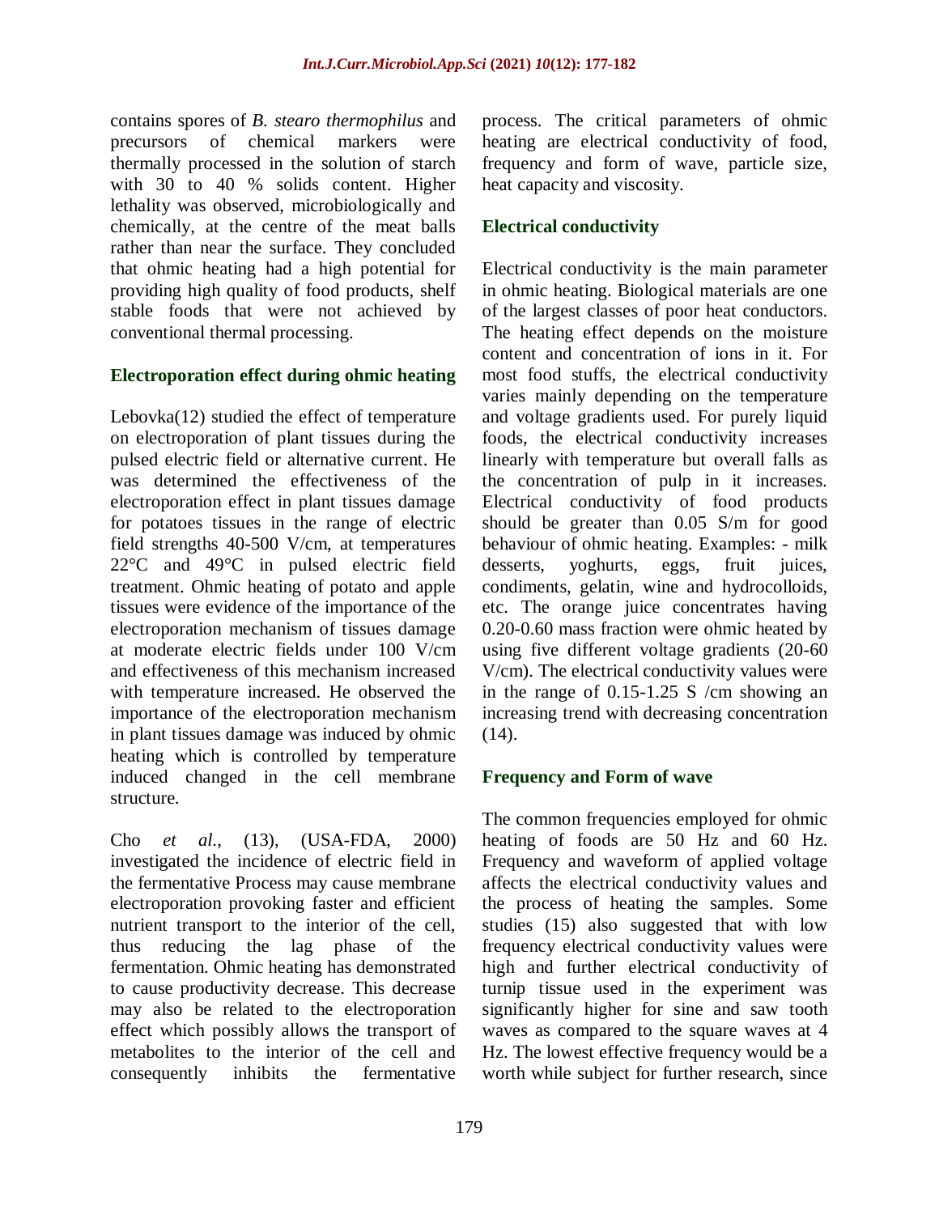contains spores of *B. stearo thermophilus* and precursors of chemical markers were thermally processed in the solution of starch with 30 to 40 % solids content. Higher lethality was observed, microbiologically and chemically, at the centre of the meat balls rather than near the surface. They concluded that ohmic heating had a high potential for providing high quality of food products, shelf stable foods that were not achieved by conventional thermal processing.

## Electroporation effect during ohmic heating

Lebovka(12) studied the effect of temperature on electroporation of plant tissues during the pulsed electric field or alternative current. He was determined the effectiveness of the electroporation effect in plant tissues damage for potatoes tissues in the range of electric field strengths 40-500 V/cm, at temperatures 22°C and 49°C in pulsed electric field treatment. Ohmic heating of potato and apple tissues were evidence of the importance of the electroporation mechanism of tissues damage at moderate electric fields under 100 V/cm and effectiveness of this mechanism increased with temperature increased. He observed the importance of the electroporation mechanism in plant tissues damage was induced by ohmic heating which is controlled by temperature induced changed in the cell membrane structure.

Cho *et al.,* (13), (USA-FDA, 2000) investigated the incidence of electric field in the fermentative Process may cause membrane electroporation provoking faster and efficient nutrient transport to the interior of the cell, thus reducing the lag phase of the fermentation. Ohmic heating has demonstrated to cause productivity decrease. This decrease may also be related to the electroporation effect which possibly allows the transport of metabolites to the interior of the cell and consequently inhibits the fermentative process. The critical parameters of ohmic heating are electrical conductivity of food, frequency and form of wave, particle size, heat capacity and viscosity.

## Electrical conductivity

Electrical conductivity is the main parameter in ohmic heating. Biological materials are one of the largest classes of poor heat conductors. The heating effect depends on the moisture content and concentration of ions in it. For most food stuffs, the electrical conductivity varies mainly depending on the temperature and voltage gradients used. For purely liquid foods, the electrical conductivity increases linearly with temperature but overall falls as the concentration of pulp in it increases. Electrical conductivity of food products should be greater than 0.05 S/m for good behaviour of ohmic heating. Examples: - milk desserts, yoghurts, eggs, fruit juices, condiments, gelatin, wine and hydrocolloids, etc. The orange juice concentrates having 0.20-0.60 mass fraction were ohmic heated by using five different voltage gradients (20-60 V/cm). The electrical conductivity values were in the range of 0.15-1.25 S /cm showing an increasing trend with decreasing concentration (14).

## Frequency and Form of wave

The common frequencies employed for ohmic heating of foods are 50 Hz and 60 Hz. Frequency and waveform of applied voltage affects the electrical conductivity values and the process of heating the samples. Some studies (15) also suggested that with low frequency electrical conductivity values were high and further electrical conductivity of turnip tissue used in the experiment was significantly higher for sine and saw tooth waves as compared to the square waves at 4 Hz. The lowest effective frequency would be a worth while subject for further research, since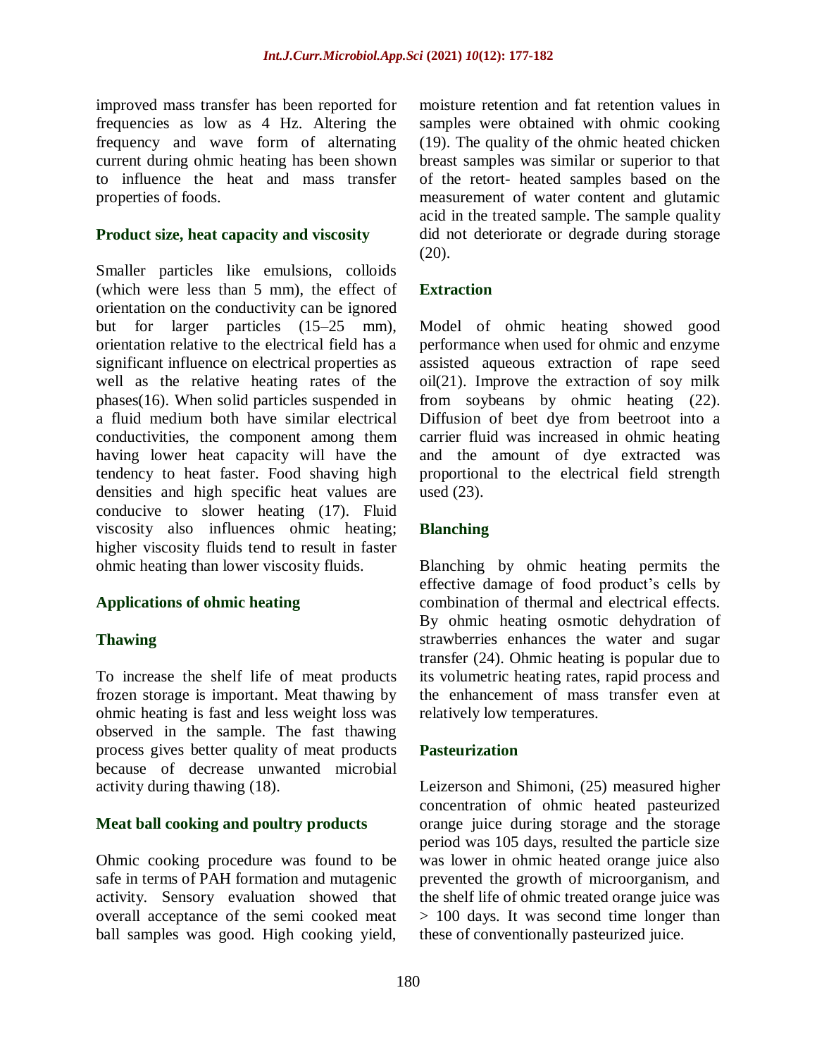improved mass transfer has been reported for frequencies as low as 4 Hz. Altering the frequency and wave form of alternating current during ohmic heating has been shown to influence the heat and mass transfer properties of foods.

### Product size, heat capacity and viscosity

Smaller particles like emulsions, colloids (which were less than 5 mm), the effect of orientation on the conductivity can be ignored but for larger particles (15–25 mm), orientation relative to the electrical field has a significant influence on electrical properties as well as the relative heating rates of the phases(16). When solid particles suspended in a fluid medium both have similar electrical conductivities, the component among them having lower heat capacity will have the tendency to heat faster. Food shaving high densities and high specific heat values are conducive to slower heating (17). Fluid viscosity also influences ohmic heating; higher viscosity fluids tend to result in faster ohmic heating than lower viscosity fluids.

### Applications of ohmic heating

### Thawing

To increase the shelf life of meat products frozen storage is important. Meat thawing by ohmic heating is fast and less weight loss was observed in the sample. The fast thawing process gives better quality of meat products because of decrease unwanted microbial activity during thawing (18).

### Meat ball cooking and poultry products

Ohmic cooking procedure was found to be safe in terms of PAH formation and mutagenic activity. Sensory evaluation showed that overall acceptance of the semi cooked meat ball samples was good. High cooking yield, moisture retention and fat retention values in samples were obtained with ohmic cooking (19). The quality of the ohmic heated chicken breast samples was similar or superior to that of the retort- heated samples based on the measurement of water content and glutamic acid in the treated sample. The sample quality did not deteriorate or degrade during storage (20).

### Extraction

Model of ohmic heating showed good performance when used for ohmic and enzyme assisted aqueous extraction of rape seed oil(21). Improve the extraction of soy milk from soybeans by ohmic heating (22). Diffusion of beet dye from beetroot into a carrier fluid was increased in ohmic heating and the amount of dye extracted was proportional to the electrical field strength used (23).

### Blanching

Blanching by ohmic heating permits the effective damage of food product's cells by combination of thermal and electrical effects. By ohmic heating osmotic dehydration of strawberries enhances the water and sugar transfer (24). Ohmic heating is popular due to its volumetric heating rates, rapid process and the enhancement of mass transfer even at relatively low temperatures.

### Pasteurization

Leizerson and Shimoni, (25) measured higher concentration of ohmic heated pasteurized orange juice during storage and the storage period was 105 days, resulted the particle size was lower in ohmic heated orange juice also prevented the growth of microorganism, and the shelf life of ohmic treated orange juice was > 100 days. It was second time longer than these of conventionally pasteurized juice.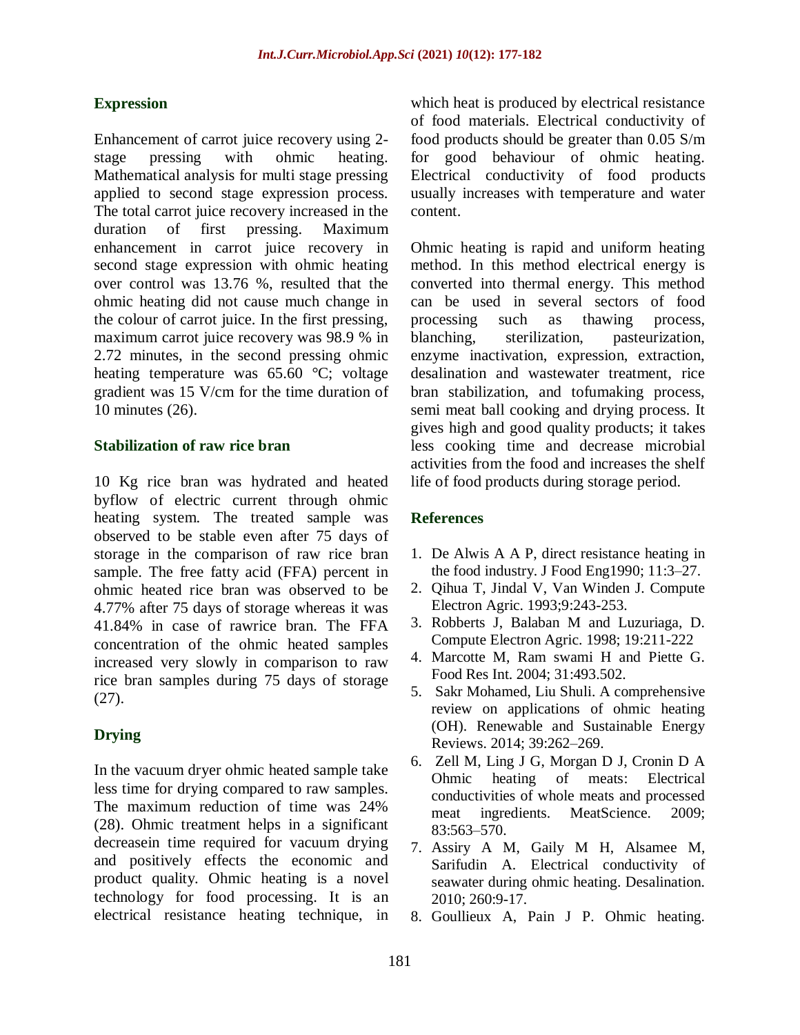### Expression

Enhancement of carrot juice recovery using 2-stage pressing with ohmic heating. Mathematical analysis for multi stage pressing applied to second stage expression process. The total carrot juice recovery increased in the duration of first pressing. Maximum enhancement in carrot juice recovery in second stage expression with ohmic heating over control was 13.76 %, resulted that the ohmic heating did not cause much change in the colour of carrot juice. In the first pressing, maximum carrot juice recovery was 98.9 % in 2.72 minutes, in the second pressing ohmic heating temperature was 65.60 °C; voltage gradient was 15 V/cm for the time duration of 10 minutes (26).

### Stabilization of raw rice bran

10 Kg rice bran was hydrated and heated byflow of electric current through ohmic heating system. The treated sample was observed to be stable even after 75 days of storage in the comparison of raw rice bran sample. The free fatty acid (FFA) percent in ohmic heated rice bran was observed to be 4.77% after 75 days of storage whereas it was 41.84% in case of rawrice bran. The FFA concentration of the ohmic heated samples increased very slowly in comparison to raw rice bran samples during 75 days of storage (27).

### Drying

In the vacuum dryer ohmic heated sample take less time for drying compared to raw samples. The maximum reduction of time was 24% (28). Ohmic treatment helps in a significant decreasein time required for vacuum drying and positively effects the economic and product quality. Ohmic heating is a novel technology for food processing. It is an electrical resistance heating technique, in which heat is produced by electrical resistance of food materials. Electrical conductivity of food products should be greater than 0.05 S/m for good behaviour of ohmic heating. Electrical conductivity of food products usually increases with temperature and water content.

Ohmic heating is rapid and uniform heating method. In this method electrical energy is converted into thermal energy. This method can be used in several sectors of food processing such as thawing process, blanching, sterilization, pasteurization, enzyme inactivation, expression, extraction, desalination and wastewater treatment, rice bran stabilization, and tofumaking process, semi meat ball cooking and drying process. It gives high and good quality products; it takes less cooking time and decrease microbial activities from the food and increases the shelf life of food products during storage period.

### References

1. De Alwis A A P, direct resistance heating in the food industry. J Food Eng1990; 11:3–27.
2. Qihua T, Jindal V, Van Winden J. Compute Electron Agric. 1993;9:243-253.
3. Robberts J, Balaban M and Luzuriaga, D. Compute Electron Agric. 1998; 19:211-222
4. Marcotte M, Ram swami H and Piette G. Food Res Int. 2004; 31:493.502.
5. Sakr Mohamed, Liu Shuli. A comprehensive review on applications of ohmic heating (OH). Renewable and Sustainable Energy Reviews. 2014; 39:262–269.
6. Zell M, Ling J G, Morgan D J, Cronin D A Ohmic heating of meats: Electrical conductivities of whole meats and processed meat ingredients. MeatScience. 2009; 83:563–570.
7. Assiry A M, Gaily M H, Alsamee M, Sarifudin A. Electrical conductivity of seawater during ohmic heating. Desalination. 2010; 260:9-17.
8. Goullieux A, Pain J P. Ohmic heating.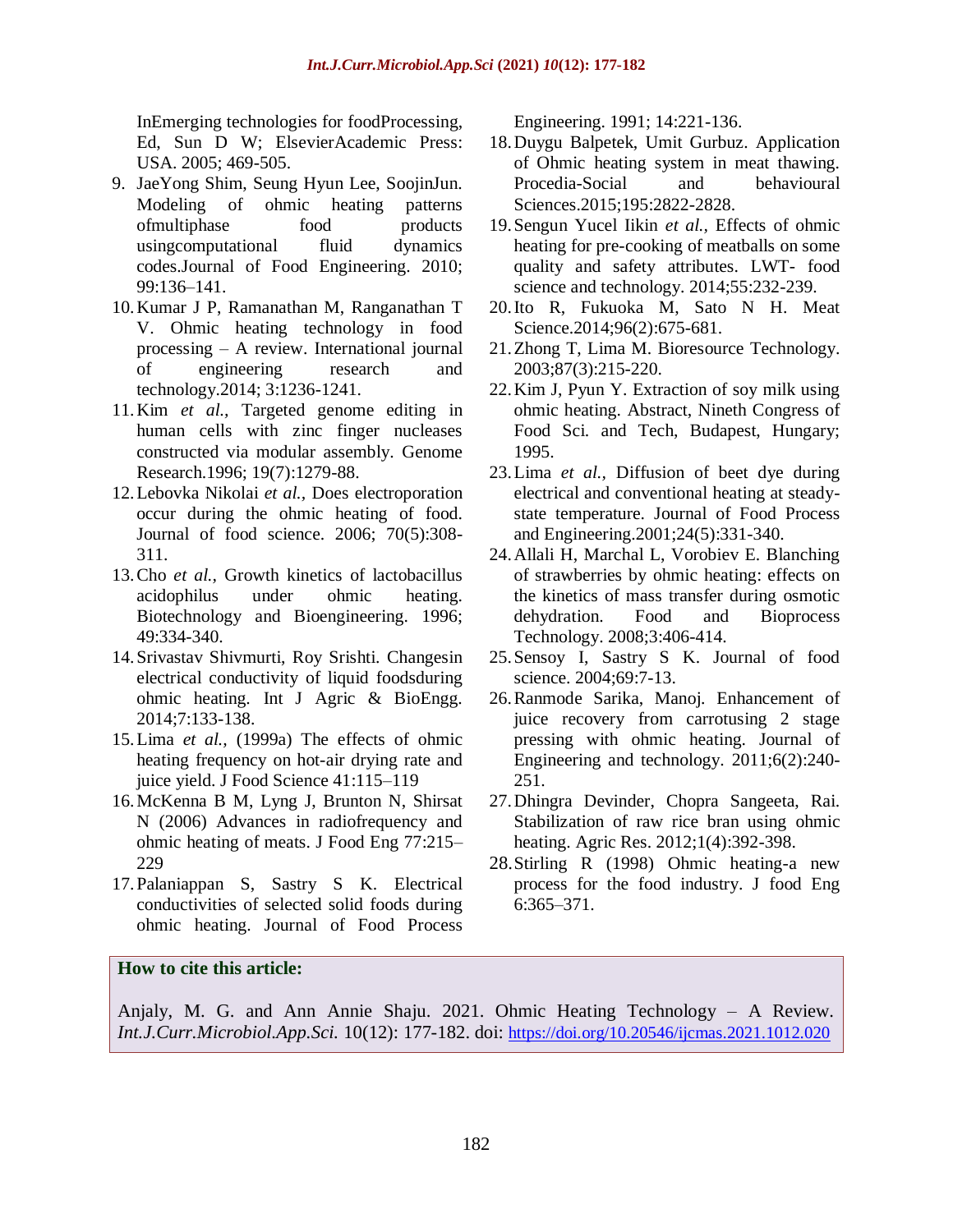InEmerging technologies for foodProcessing, Ed, Sun D W; ElsevierAcademic Press: USA. 2005; 469-505.

9. JaeYong Shim, Seung Hyun Lee, SoojinJun. Modeling of ohmic heating patterns ofmultiphase food products usingcomputational fluid dynamics codes.Journal of Food Engineering. 2010; 99:136–141.
10. Kumar J P, Ramanathan M, Ranganathan T V. Ohmic heating technology in food processing – A review. International journal of engineering research and technology.2014; 3:1236-1241.
11. Kim *et al.,* Targeted genome editing in human cells with zinc finger nucleases constructed via modular assembly. Genome Research.1996; 19(7):1279-88.
12. Lebovka Nikolai *et al.,* Does electroporation occur during the ohmic heating of food. Journal of food science. 2006; 70(5):308-311.
13. Cho *et al.,* Growth kinetics of lactobacillus acidophilus under ohmic heating. Biotechnology and Bioengineering. 1996; 49:334-340.
14. Srivastav Shivmurti, Roy Srishti. Changesin electrical conductivity of liquid foodsduring ohmic heating. Int J Agric & BioEngg. 2014;7:133-138.
15. Lima *et al.,* (1999a) The effects of ohmic heating frequency on hot-air drying rate and juice yield. J Food Science 41:115–119
16. McKenna B M, Lyng J, Brunton N, Shirsat N (2006) Advances in radiofrequency and ohmic heating of meats. J Food Eng 77:215–229
17. Palaniappan S, Sastry S K. Electrical conductivities of selected solid foods during ohmic heating. Journal of Food Process Engineering. 1991; 14:221-136.
18. Duygu Balpetek, Umit Gurbuz. Application of Ohmic heating system in meat thawing. Procedia-Social and behavioural Sciences.2015;195:2822-2828.
19. Sengun Yucel Iikin *et al.,* Effects of ohmic heating for pre-cooking of meatballs on some quality and safety attributes. LWT- food science and technology. 2014;55:232-239.
20. Ito R, Fukuoka M, Sato N H. Meat Science.2014;96(2):675-681.
21. Zhong T, Lima M. Bioresource Technology. 2003;87(3):215-220.
22. Kim J, Pyun Y. Extraction of soy milk using ohmic heating. Abstract, Nineth Congress of Food Sci. and Tech, Budapest, Hungary; 1995.
23. Lima *et al.,* Diffusion of beet dye during electrical and conventional heating at steady-state temperature. Journal of Food Process and Engineering.2001;24(5):331-340.
24. Allali H, Marchal L, Vorobiev E. Blanching of strawberries by ohmic heating: effects on the kinetics of mass transfer during osmotic dehydration. Food and Bioprocess Technology. 2008;3:406-414.
25. Sensoy I, Sastry S K. Journal of food science. 2004;69:7-13.
26. Ranmode Sarika, Manoj. Enhancement of juice recovery from carrotusing 2 stage pressing with ohmic heating. Journal of Engineering and technology. 2011;6(2):240-251.
27. Dhingra Devinder, Chopra Sangeeta, Rai. Stabilization of raw rice bran using ohmic heating. Agric Res. 2012;1(4):392-398.
28. Stirling R (1998) Ohmic heating-a new process for the food industry. J food Eng 6:365–371.

**How to cite this article:**

Anjaly, M. G. and Ann Annie Shaju. 2021. Ohmic Heating Technology – A Review. *Int.J.Curr.Microbiol.App.Sci.* 10(12): 177-182. doi: https://doi.org/10.20546/ijcmas.2021.1012.020